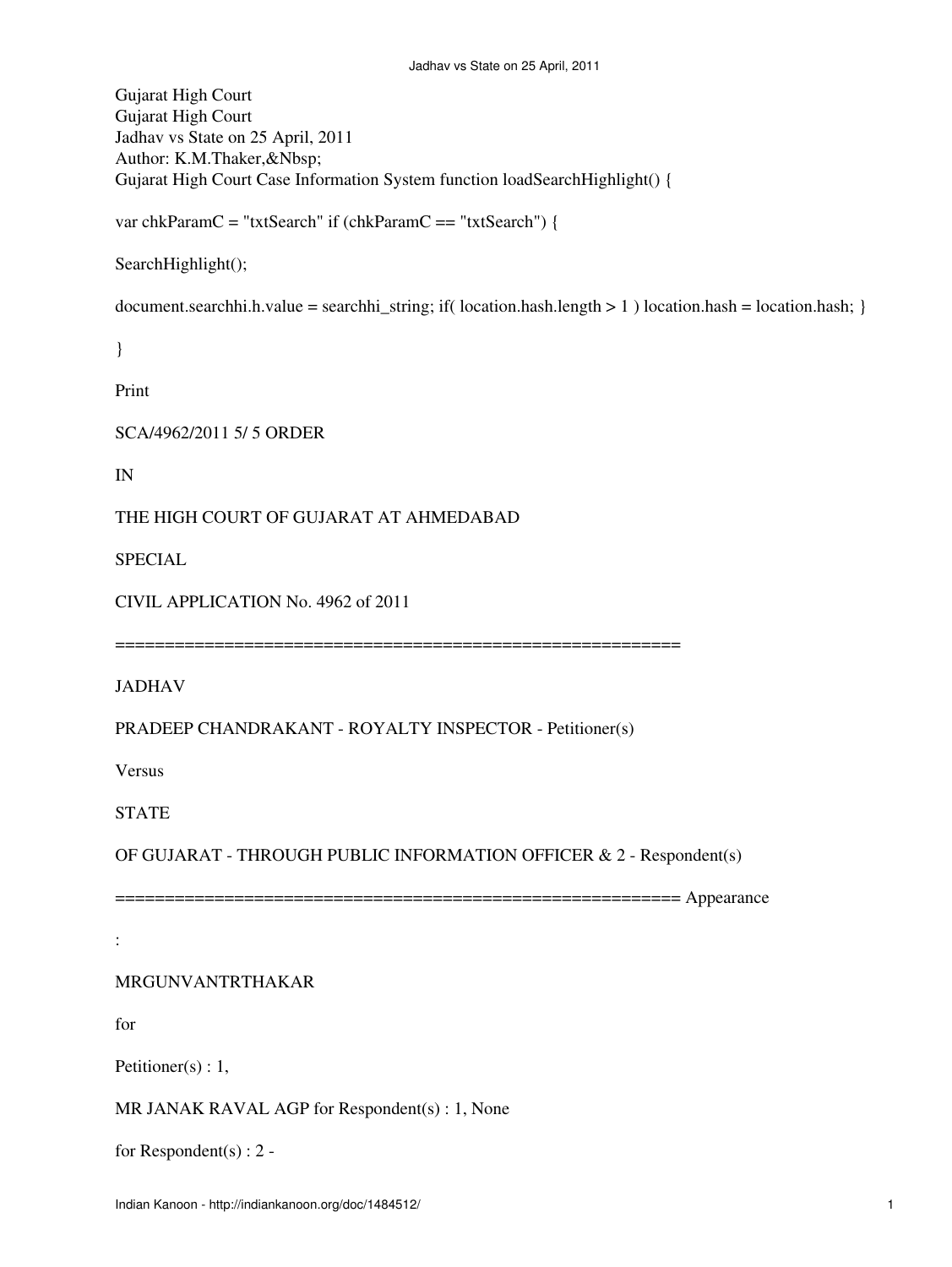Gujarat High Court
Gujarat High Court
Jadhav vs State on 25 April, 2011
Author: K.M.Thaker,&Nbsp;
Gujarat High Court Case Information System function loadSearchHighlight() {

var chkParamC = "txtSearch" if (chkParamC == "txtSearch") {

SearchHighlight();

document.searchhi.h.value = searchhi_string; if( location.hash.length > 1 ) location.hash = location.hash; }

}

Print

SCA/4962/2011 5/ 5 ORDER

IN

THE HIGH COURT OF GUJARAT AT AHMEDABAD

SPECIAL

CIVIL APPLICATION No. 4962 of 2011

=========================================================

JADHAV

PRADEEP CHANDRAKANT - ROYALTY INSPECTOR - Petitioner(s)

Versus

STATE

OF GUJARAT - THROUGH PUBLIC INFORMATION OFFICER & 2 - Respondent(s)

========================================================= Appearance

:

MRGUNVANTRTHAKAR

for

Petitioner(s) : 1,

MR JANAK RAVAL AGP for Respondent(s) : 1, None

for Respondent(s) : 2 -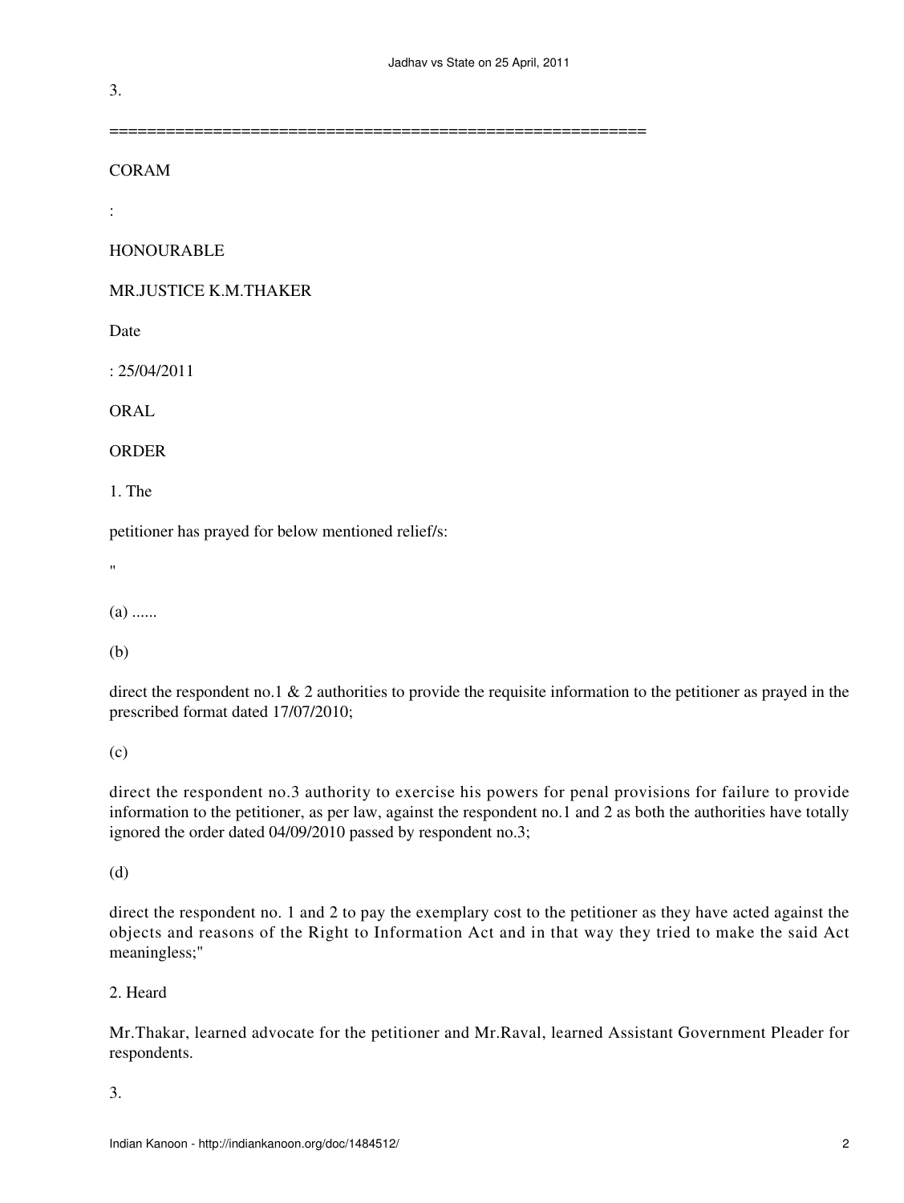3.

==========================================================

CORAM

:

HONOURABLE

MR.JUSTICE K.M.THAKER

Date

: 25/04/2011

ORAL

ORDER

1. The

petitioner has prayed for below mentioned relief/s:

"

(a) ......

(b)

direct the respondent no.1 & 2 authorities to provide the requisite information to the petitioner as prayed in the prescribed format dated 17/07/2010;

(c)

direct the respondent no.3 authority to exercise his powers for penal provisions for failure to provide information to the petitioner, as per law, against the respondent no.1 and 2 as both the authorities have totally ignored the order dated 04/09/2010 passed by respondent no.3;

(d)

direct the respondent no. 1 and 2 to pay the exemplary cost to the petitioner as they have acted against the objects and reasons of the Right to Information Act and in that way they tried to make the said Act meaningless;"

2. Heard

Mr.Thakar, learned advocate for the petitioner and Mr.Raval, learned Assistant Government Pleader for respondents.

3.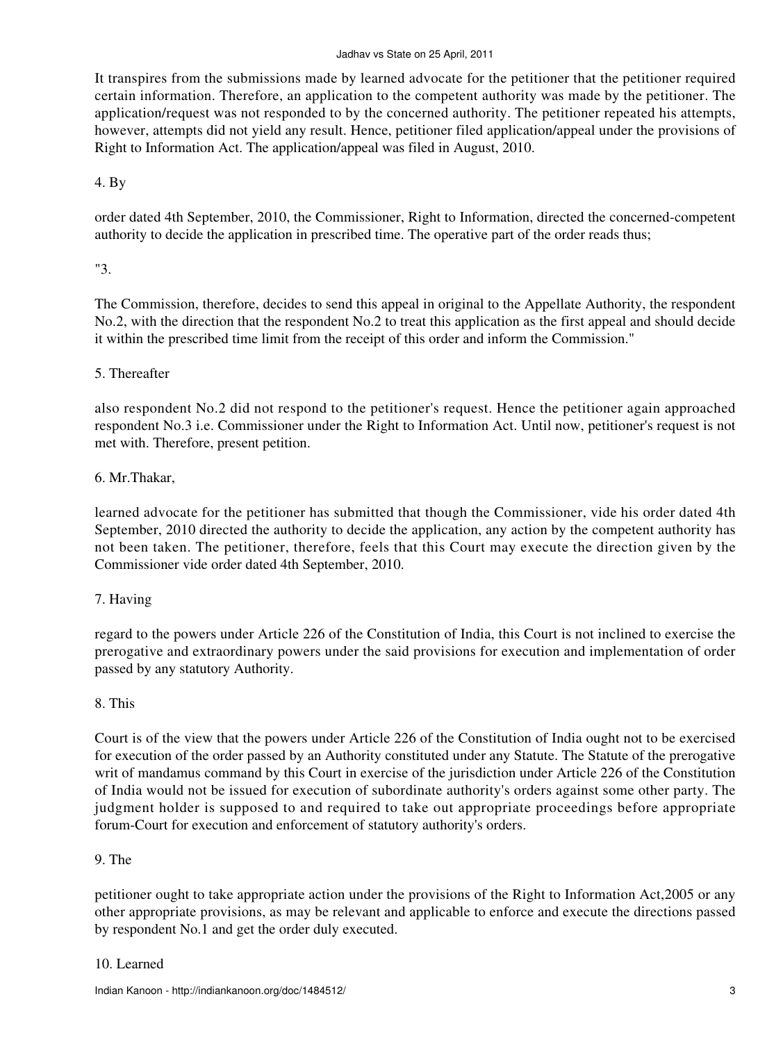It transpires from the submissions made by learned advocate for the petitioner that the petitioner required certain information. Therefore, an application to the competent authority was made by the petitioner. The application/request was not responded to by the concerned authority. The petitioner repeated his attempts, however, attempts did not yield any result. Hence, petitioner filed application/appeal under the provisions of Right to Information Act. The application/appeal was filed in August, 2010.

4. By

order dated 4th September, 2010, the Commissioner, Right to Information, directed the concerned-competent authority to decide the application in prescribed time. The operative part of the order reads thus;

"3.

The Commission, therefore, decides to send this appeal in original to the Appellate Authority, the respondent No.2, with the direction that the respondent No.2 to treat this application as the first appeal and should decide it within the prescribed time limit from the receipt of this order and inform the Commission."

5. Thereafter

also respondent No.2 did not respond to the petitioner's request. Hence the petitioner again approached respondent No.3 i.e. Commissioner under the Right to Information Act. Until now, petitioner's request is not met with. Therefore, present petition.

6. Mr.Thakar,

learned advocate for the petitioner has submitted that though the Commissioner, vide his order dated 4th September, 2010 directed the authority to decide the application, any action by the competent authority has not been taken. The petitioner, therefore, feels that this Court may execute the direction given by the Commissioner vide order dated 4th September, 2010.

7. Having

regard to the powers under Article 226 of the Constitution of India, this Court is not inclined to exercise the prerogative and extraordinary powers under the said provisions for execution and implementation of order passed by any statutory Authority.

8. This

Court is of the view that the powers under Article 226 of the Constitution of India ought not to be exercised for execution of the order passed by an Authority constituted under any Statute. The Statute of the prerogative writ of mandamus command by this Court in exercise of the jurisdiction under Article 226 of the Constitution of India would not be issued for execution of subordinate authority's orders against some other party. The judgment holder is supposed to and required to take out appropriate proceedings before appropriate forum-Court for execution and enforcement of statutory authority's orders.

9. The

petitioner ought to take appropriate action under the provisions of the Right to Information Act,2005 or any other appropriate provisions, as may be relevant and applicable to enforce and execute the directions passed by respondent No.1 and get the order duly executed.

10. Learned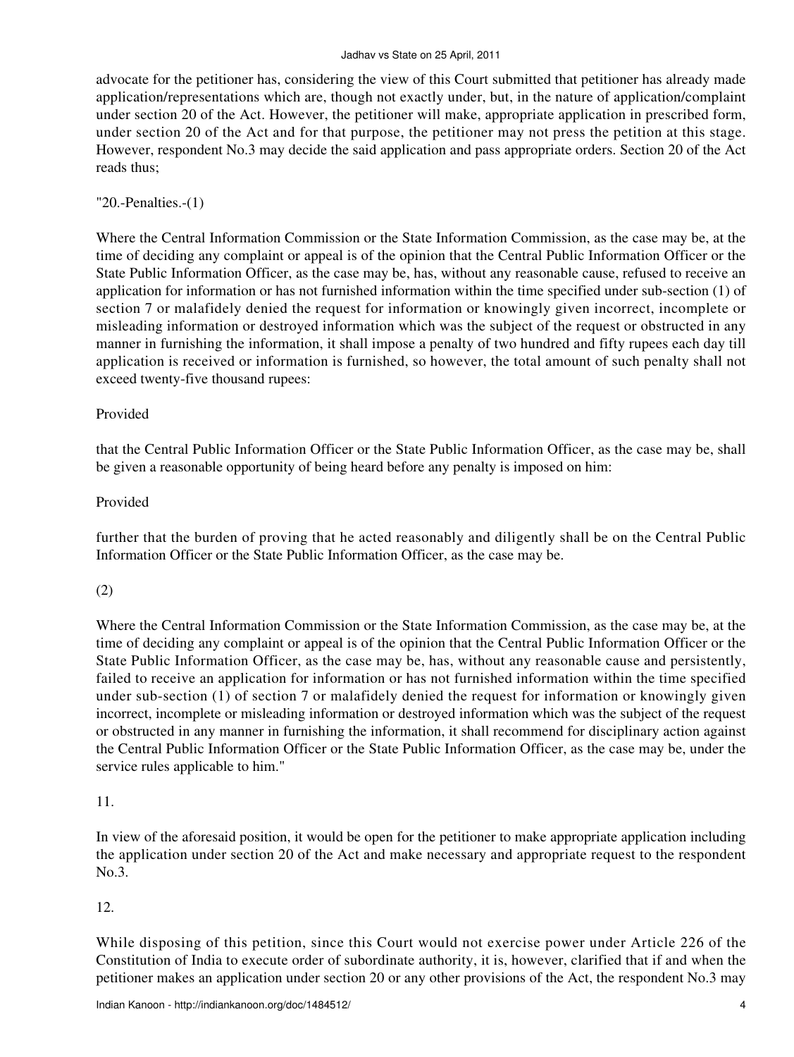advocate for the petitioner has, considering the view of this Court submitted that petitioner has already made application/representations which are, though not exactly under, but, in the nature of application/complaint under section 20 of the Act. However, the petitioner will make, appropriate application in prescribed form, under section 20 of the Act and for that purpose, the petitioner may not press the petition at this stage. However, respondent No.3 may decide the said application and pass appropriate orders. Section 20 of the Act reads thus;

"20.-Penalties.-(1)

Where the Central Information Commission or the State Information Commission, as the case may be, at the time of deciding any complaint or appeal is of the opinion that the Central Public Information Officer or the State Public Information Officer, as the case may be, has, without any reasonable cause, refused to receive an application for information or has not furnished information within the time specified under sub-section (1) of section 7 or malafidely denied the request for information or knowingly given incorrect, incomplete or misleading information or destroyed information which was the subject of the request or obstructed in any manner in furnishing the information, it shall impose a penalty of two hundred and fifty rupees each day till application is received or information is furnished, so however, the total amount of such penalty shall not exceed twenty-five thousand rupees:

Provided

that the Central Public Information Officer or the State Public Information Officer, as the case may be, shall be given a reasonable opportunity of being heard before any penalty is imposed on him:

Provided

further that the burden of proving that he acted reasonably and diligently shall be on the Central Public Information Officer or the State Public Information Officer, as the case may be.

(2)

Where the Central Information Commission or the State Information Commission, as the case may be, at the time of deciding any complaint or appeal is of the opinion that the Central Public Information Officer or the State Public Information Officer, as the case may be, has, without any reasonable cause and persistently, failed to receive an application for information or has not furnished information within the time specified under sub-section (1) of section 7 or malafidely denied the request for information or knowingly given incorrect, incomplete or misleading information or destroyed information which was the subject of the request or obstructed in any manner in furnishing the information, it shall recommend for disciplinary action against the Central Public Information Officer or the State Public Information Officer, as the case may be, under the service rules applicable to him."

11.

In view of the aforesaid position, it would be open for the petitioner to make appropriate application including the application under section 20 of the Act and make necessary and appropriate request to the respondent No.3.

12.

While disposing of this petition, since this Court would not exercise power under Article 226 of the Constitution of India to execute order of subordinate authority, it is, however, clarified that if and when the petitioner makes an application under section 20 or any other provisions of the Act, the respondent No.3 may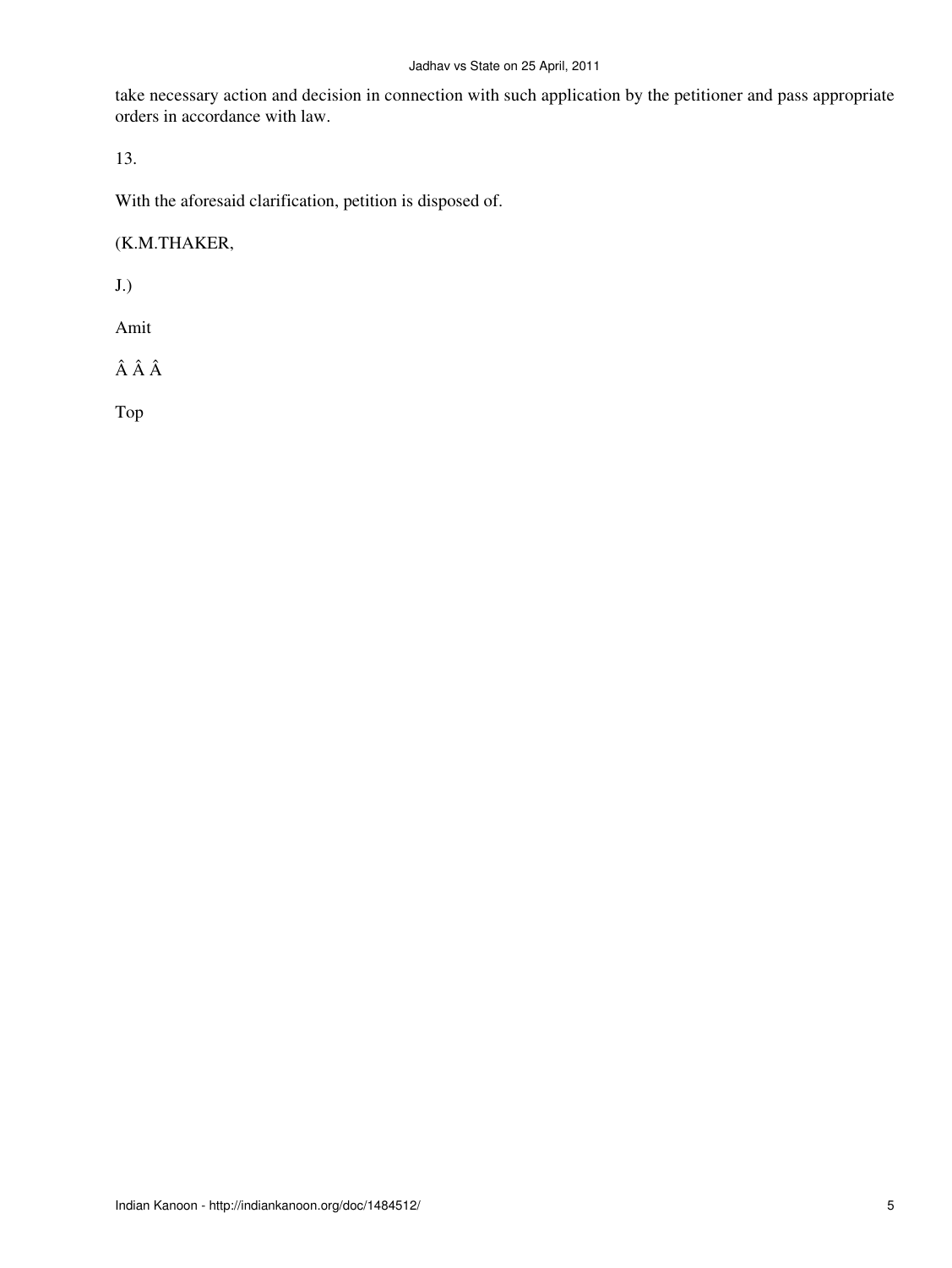take necessary action and decision in connection with such application by the petitioner and pass appropriate orders in accordance with law.

13.

With the aforesaid clarification, petition is disposed of.

(K.M.THAKER,

J.)

Amit

Â Â Â

Top